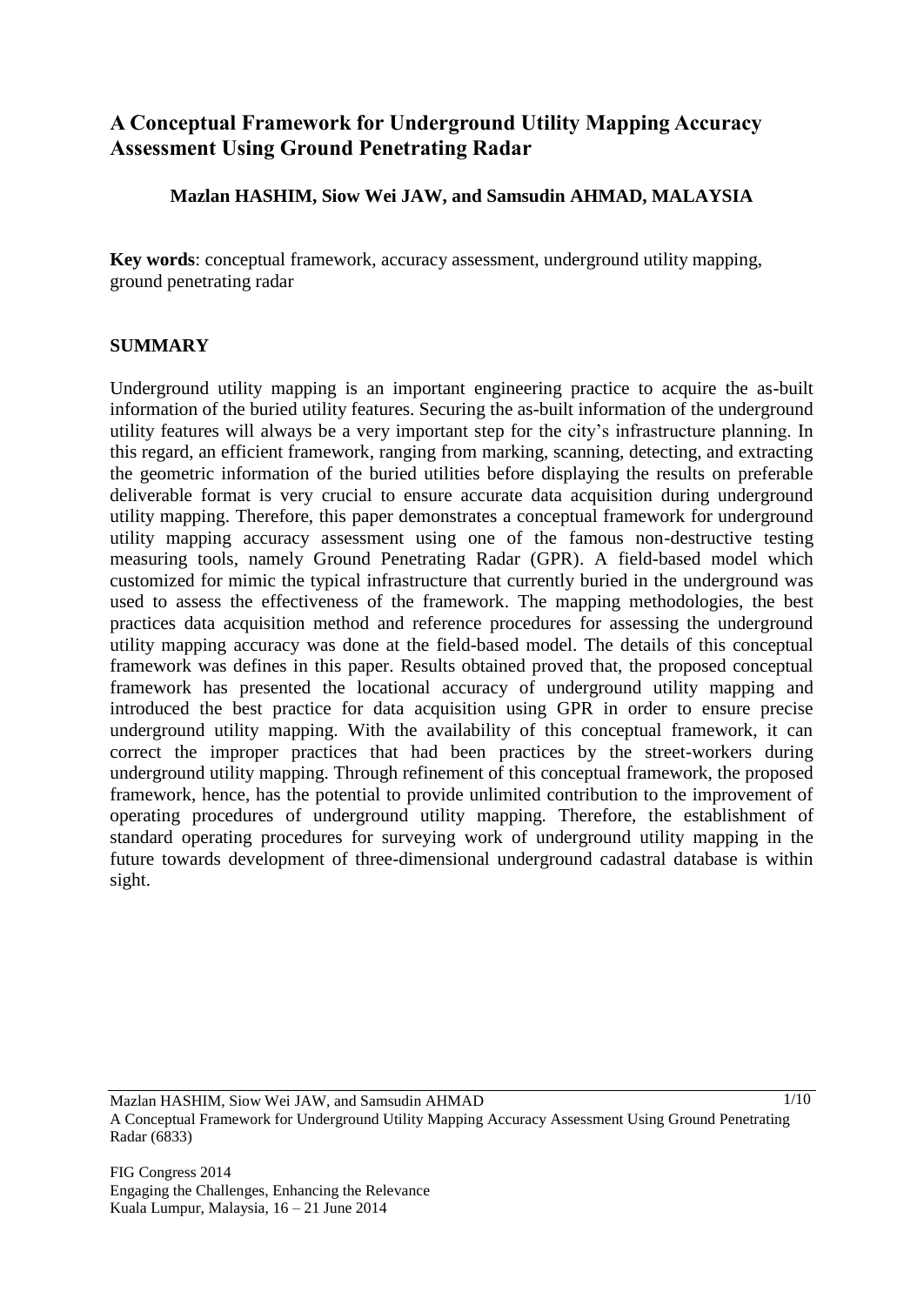# A Conceptual Framework for Underground Utility Mapping Accuracy Assessment Using Ground Penetrating Radar

**Mazlan HASHIM, Siow Wei JAW, and Samsudin AHMAD, MALAYSIA**

**Key words**: conceptual framework, accuracy assessment, underground utility mapping, ground penetrating radar

## SUMMARY

Underground utility mapping is an important engineering practice to acquire the as-built information of the buried utility features. Securing the as-built information of the underground utility features will always be a very important step for the city's infrastructure planning. In this regard, an efficient framework, ranging from marking, scanning, detecting, and extracting the geometric information of the buried utilities before displaying the results on preferable deliverable format is very crucial to ensure accurate data acquisition during underground utility mapping. Therefore, this paper demonstrates a conceptual framework for underground utility mapping accuracy assessment using one of the famous non-destructive testing measuring tools, namely Ground Penetrating Radar (GPR). A field-based model which customized for mimic the typical infrastructure that currently buried in the underground was used to assess the effectiveness of the framework. The mapping methodologies, the best practices data acquisition method and reference procedures for assessing the underground utility mapping accuracy was done at the field-based model. The details of this conceptual framework was defines in this paper. Results obtained proved that, the proposed conceptual framework has presented the locational accuracy of underground utility mapping and introduced the best practice for data acquisition using GPR in order to ensure precise underground utility mapping. With the availability of this conceptual framework, it can correct the improper practices that had been practices by the street-workers during underground utility mapping. Through refinement of this conceptual framework, the proposed framework, hence, has the potential to provide unlimited contribution to the improvement of operating procedures of underground utility mapping. Therefore, the establishment of standard operating procedures for surveying work of underground utility mapping in the future towards development of three-dimensional underground cadastral database is within sight.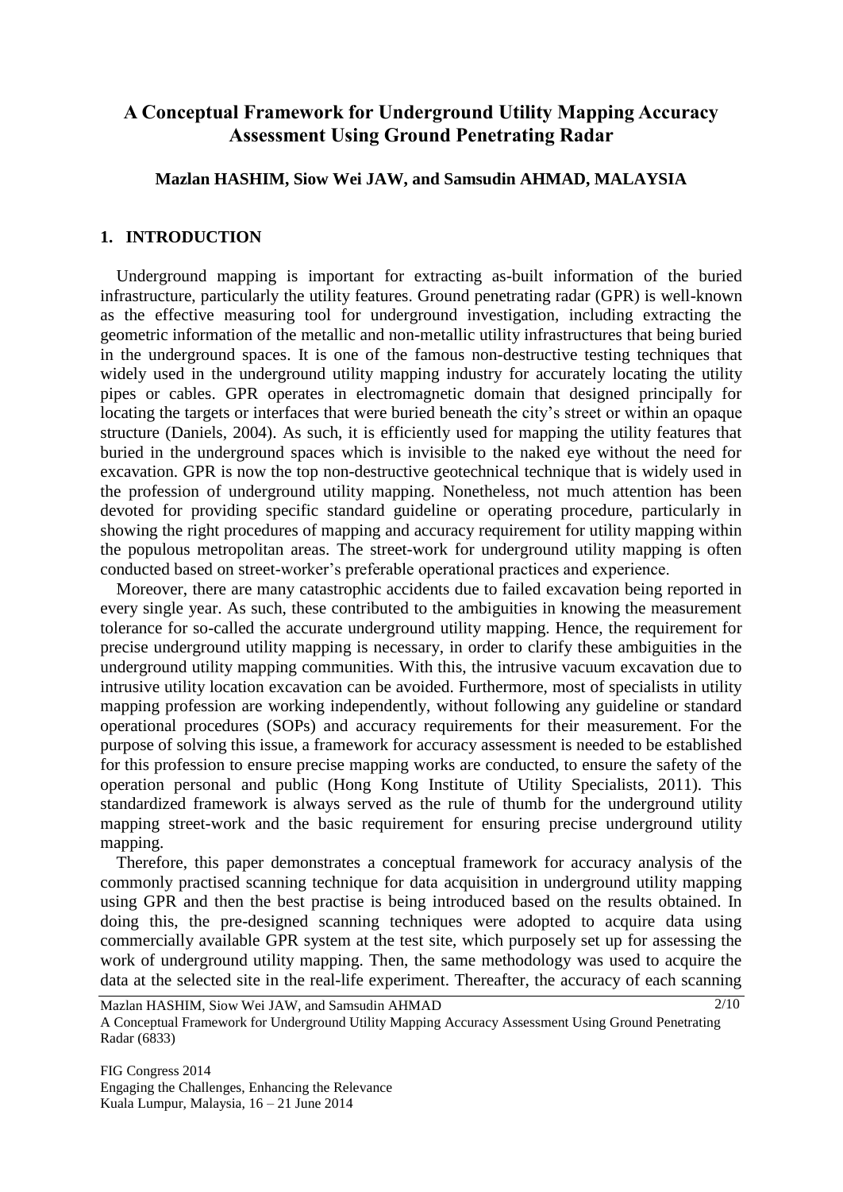# A Conceptual Framework for Underground Utility Mapping Accuracy Assessment Using Ground Penetrating Radar

**Mazlan HASHIM, Siow Wei JAW, and Samsudin AHMAD, MALAYSIA**

## 1. INTRODUCTION

Underground mapping is important for extracting as-built information of the buried infrastructure, particularly the utility features. Ground penetrating radar (GPR) is well-known as the effective measuring tool for underground investigation, including extracting the geometric information of the metallic and non-metallic utility infrastructures that being buried in the underground spaces. It is one of the famous non-destructive testing techniques that widely used in the underground utility mapping industry for accurately locating the utility pipes or cables. GPR operates in electromagnetic domain that designed principally for locating the targets or interfaces that were buried beneath the city's street or within an opaque structure (Daniels, 2004). As such, it is efficiently used for mapping the utility features that buried in the underground spaces which is invisible to the naked eye without the need for excavation. GPR is now the top non-destructive geotechnical technique that is widely used in the profession of underground utility mapping. Nonetheless, not much attention has been devoted for providing specific standard guideline or operating procedure, particularly in showing the right procedures of mapping and accuracy requirement for utility mapping within the populous metropolitan areas. The street-work for underground utility mapping is often conducted based on street-worker's preferable operational practices and experience.

Moreover, there are many catastrophic accidents due to failed excavation being reported in every single year. As such, these contributed to the ambiguities in knowing the measurement tolerance for so-called the accurate underground utility mapping. Hence, the requirement for precise underground utility mapping is necessary, in order to clarify these ambiguities in the underground utility mapping communities. With this, the intrusive vacuum excavation due to intrusive utility location excavation can be avoided. Furthermore, most of specialists in utility mapping profession are working independently, without following any guideline or standard operational procedures (SOPs) and accuracy requirements for their measurement. For the purpose of solving this issue, a framework for accuracy assessment is needed to be established for this profession to ensure precise mapping works are conducted, to ensure the safety of the operation personal and public (Hong Kong Institute of Utility Specialists, 2011). This standardized framework is always served as the rule of thumb for the underground utility mapping street-work and the basic requirement for ensuring precise underground utility mapping.

Therefore, this paper demonstrates a conceptual framework for accuracy analysis of the commonly practised scanning technique for data acquisition in underground utility mapping using GPR and then the best practise is being introduced based on the results obtained. In doing this, the pre-designed scanning techniques were adopted to acquire data using commercially available GPR system at the test site, which purposely set up for assessing the work of underground utility mapping. Then, the same methodology was used to acquire the data at the selected site in the real-life experiment. Thereafter, the accuracy of each scanning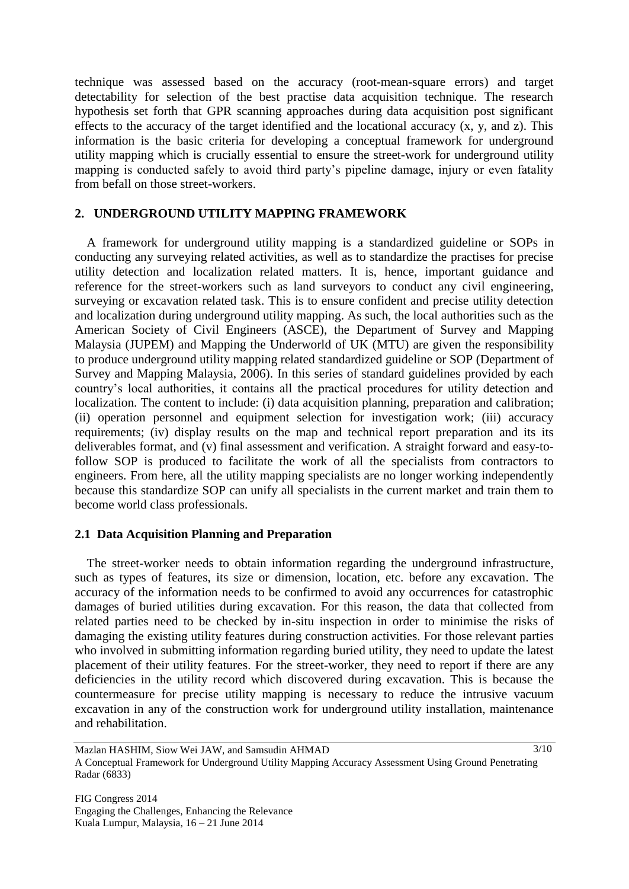technique was assessed based on the accuracy (root-mean-square errors) and target detectability for selection of the best practise data acquisition technique. The research hypothesis set forth that GPR scanning approaches during data acquisition post significant effects to the accuracy of the target identified and the locational accuracy (x, y, and z). This information is the basic criteria for developing a conceptual framework for underground utility mapping which is crucially essential to ensure the street-work for underground utility mapping is conducted safely to avoid third party's pipeline damage, injury or even fatality from befall on those street-workers.

## 2. UNDERGROUND UTILITY MAPPING FRAMEWORK

A framework for underground utility mapping is a standardized guideline or SOPs in conducting any surveying related activities, as well as to standardize the practises for precise utility detection and localization related matters. It is, hence, important guidance and reference for the street-workers such as land surveyors to conduct any civil engineering, surveying or excavation related task. This is to ensure confident and precise utility detection and localization during underground utility mapping. As such, the local authorities such as the American Society of Civil Engineers (ASCE), the Department of Survey and Mapping Malaysia (JUPEM) and Mapping the Underworld of UK (MTU) are given the responsibility to produce underground utility mapping related standardized guideline or SOP (Department of Survey and Mapping Malaysia, 2006). In this series of standard guidelines provided by each country's local authorities, it contains all the practical procedures for utility detection and localization. The content to include: (i) data acquisition planning, preparation and calibration; (ii) operation personnel and equipment selection for investigation work; (iii) accuracy requirements; (iv) display results on the map and technical report preparation and its its deliverables format, and (v) final assessment and verification. A straight forward and easy-to-follow SOP is produced to facilitate the work of all the specialists from contractors to engineers. From here, all the utility mapping specialists are no longer working independently because this standardize SOP can unify all specialists in the current market and train them to become world class professionals.

### 2.1 Data Acquisition Planning and Preparation

The street-worker needs to obtain information regarding the underground infrastructure, such as types of features, its size or dimension, location, etc. before any excavation. The accuracy of the information needs to be confirmed to avoid any occurrences for catastrophic damages of buried utilities during excavation. For this reason, the data that collected from related parties need to be checked by in-situ inspection in order to minimise the risks of damaging the existing utility features during construction activities. For those relevant parties who involved in submitting information regarding buried utility, they need to update the latest placement of their utility features. For the street-worker, they need to report if there are any deficiencies in the utility record which discovered during excavation. This is because the countermeasure for precise utility mapping is necessary to reduce the intrusive vacuum excavation in any of the construction work for underground utility installation, maintenance and rehabilitation.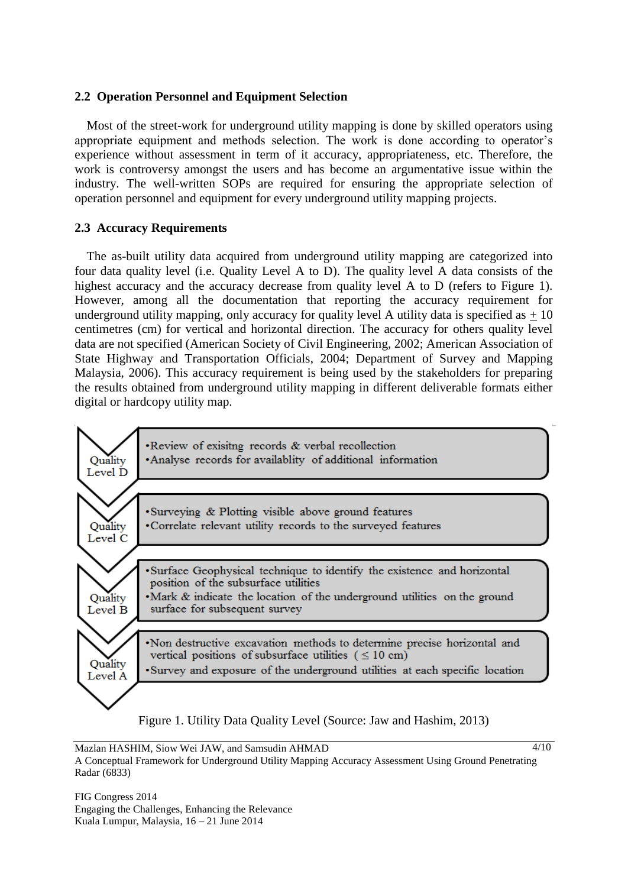### 2.2 Operation Personnel and Equipment Selection

Most of the street-work for underground utility mapping is done by skilled operators using appropriate equipment and methods selection. The work is done according to operator's experience without assessment in term of it accuracy, appropriateness, etc. Therefore, the work is controversy amongst the users and has become an argumentative issue within the industry. The well-written SOPs are required for ensuring the appropriate selection of operation personnel and equipment for every underground utility mapping projects.

### 2.3 Accuracy Requirements

The as-built utility data acquired from underground utility mapping are categorized into four data quality level (i.e. Quality Level A to D). The quality level A data consists of the highest accuracy and the accuracy decrease from quality level A to D (refers to Figure 1). However, among all the documentation that reporting the accuracy requirement for underground utility mapping, only accuracy for quality level A utility data is specified as $\pm$ 10 centimetres (cm) for vertical and horizontal direction. The accuracy for others quality level data are not specified (American Society of Civil Engineering, 2002; American Association of State Highway and Transportation Officials, 2004; Department of Survey and Mapping Malaysia, 2006). This accuracy requirement is being used by the stakeholders for preparing the results obtained from underground utility mapping in different deliverable formats either digital or hardcopy utility map.

| Quality Level | Description |
|---|---|
| Quality Level D | •Review of exisitng records & verbal recollection<br>•Analyse records for availablity of additional information |
| Quality Level C | •Surveying & Plotting visible above ground features<br>•Correlate relevant utility records to the surveyed features |
| Quality Level B | •Surface Geophysical technique to identify the existence and horizontal position of the subsurface utilities<br>•Mark & indicate the location of the underground utilities on the ground surface for subsequent survey |
| Quality Level A | •Non destructive excavation methods to determine precise horizontal and vertical positions of subsurface utilities ($\leq$ 10 cm)<br>•Survey and exposure of the underground utilities at each specific location |

Figure 1. Utility Data Quality Level (Source: Jaw and Hashim, 2013)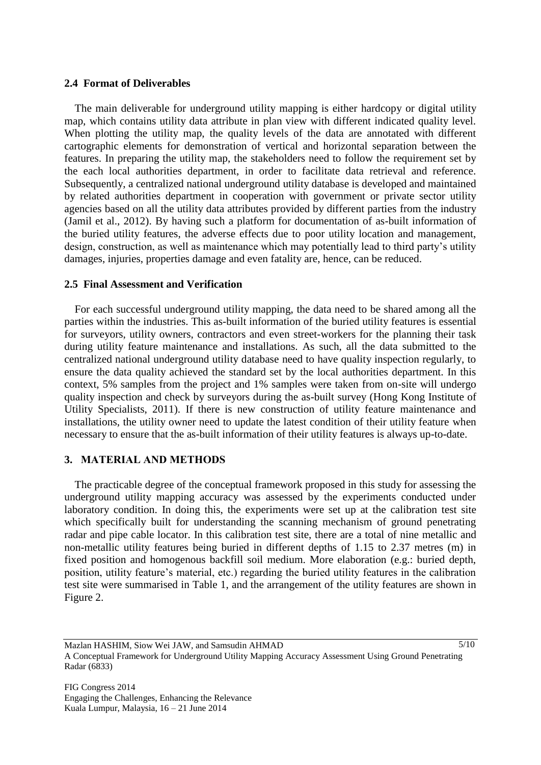### 2.4 Format of Deliverables

The main deliverable for underground utility mapping is either hardcopy or digital utility map, which contains utility data attribute in plan view with different indicated quality level. When plotting the utility map, the quality levels of the data are annotated with different cartographic elements for demonstration of vertical and horizontal separation between the features. In preparing the utility map, the stakeholders need to follow the requirement set by the each local authorities department, in order to facilitate data retrieval and reference. Subsequently, a centralized national underground utility database is developed and maintained by related authorities department in cooperation with government or private sector utility agencies based on all the utility data attributes provided by different parties from the industry (Jamil et al., 2012). By having such a platform for documentation of as-built information of the buried utility features, the adverse effects due to poor utility location and management, design, construction, as well as maintenance which may potentially lead to third party's utility damages, injuries, properties damage and even fatality are, hence, can be reduced.

### 2.5 Final Assessment and Verification

For each successful underground utility mapping, the data need to be shared among all the parties within the industries. This as-built information of the buried utility features is essential for surveyors, utility owners, contractors and even street-workers for the planning their task during utility feature maintenance and installations. As such, all the data submitted to the centralized national underground utility database need to have quality inspection regularly, to ensure the data quality achieved the standard set by the local authorities department. In this context, 5% samples from the project and 1% samples were taken from on-site will undergo quality inspection and check by surveyors during the as-built survey (Hong Kong Institute of Utility Specialists, 2011). If there is new construction of utility feature maintenance and installations, the utility owner need to update the latest condition of their utility feature when necessary to ensure that the as-built information of their utility features is always up-to-date.

## 3. MATERIAL AND METHODS

The practicable degree of the conceptual framework proposed in this study for assessing the underground utility mapping accuracy was assessed by the experiments conducted under laboratory condition. In doing this, the experiments were set up at the calibration test site which specifically built for understanding the scanning mechanism of ground penetrating radar and pipe cable locator. In this calibration test site, there are a total of nine metallic and non-metallic utility features being buried in different depths of 1.15 to 2.37 metres (m) in fixed position and homogenous backfill soil medium. More elaboration (e.g.: buried depth, position, utility feature's material, etc.) regarding the buried utility features in the calibration test site were summarised in Table 1, and the arrangement of the utility features are shown in Figure 2.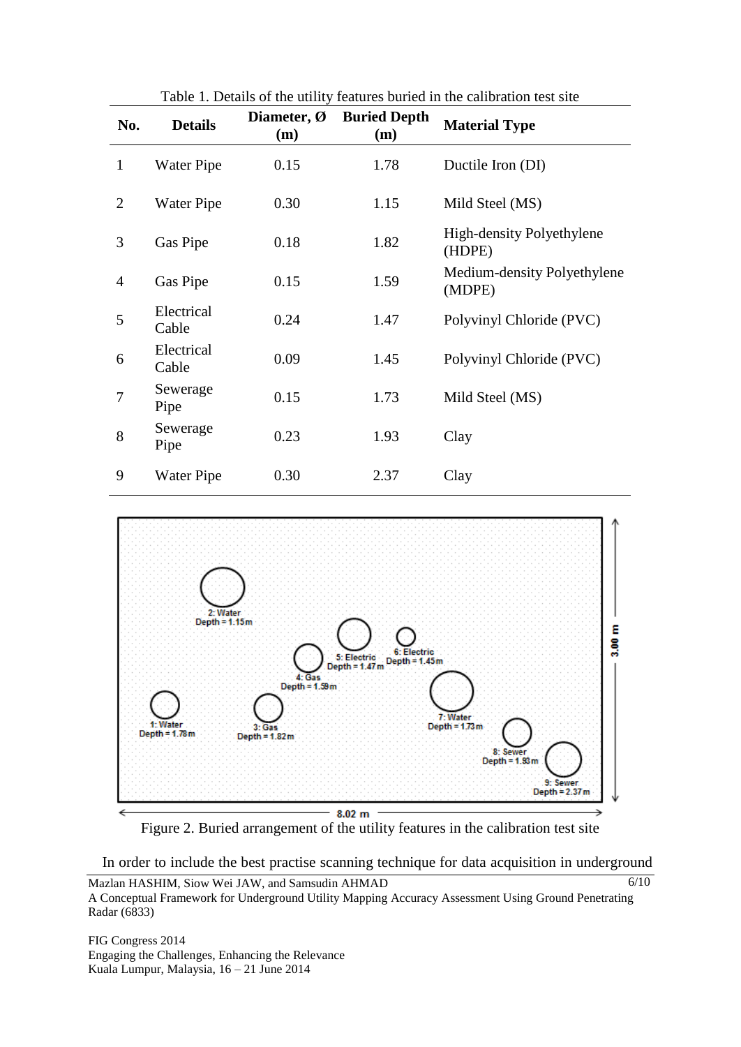Table 1. Details of the utility features buried in the calibration test site

| No. | Details | Diameter, Ø (m) | Buried Depth (m) | Material Type |
|---|---|---|---|---|
| 1 | Water Pipe | 0.15 | 1.78 | Ductile Iron (DI) |
| 2 | Water Pipe | 0.30 | 1.15 | Mild Steel (MS) |
| 3 | Gas Pipe | 0.18 | 1.82 | High-density Polyethylene (HDPE) |
| 4 | Gas Pipe | 0.15 | 1.59 | Medium-density Polyethylene (MDPE) |
| 5 | Electrical Cable | 0.24 | 1.47 | Polyvinyl Chloride (PVC) |
| 6 | Electrical Cable | 0.09 | 1.45 | Polyvinyl Chloride (PVC) |
| 7 | Sewerage Pipe | 0.15 | 1.73 | Mild Steel (MS) |
| 8 | Sewerage Pipe | 0.23 | 1.93 | Clay |
| 9 | Water Pipe | 0.30 | 2.37 | Clay |

Figure 2. Buried arrangement of the utility features in the calibration test site

In order to include the best practise scanning technique for data acquisition in underground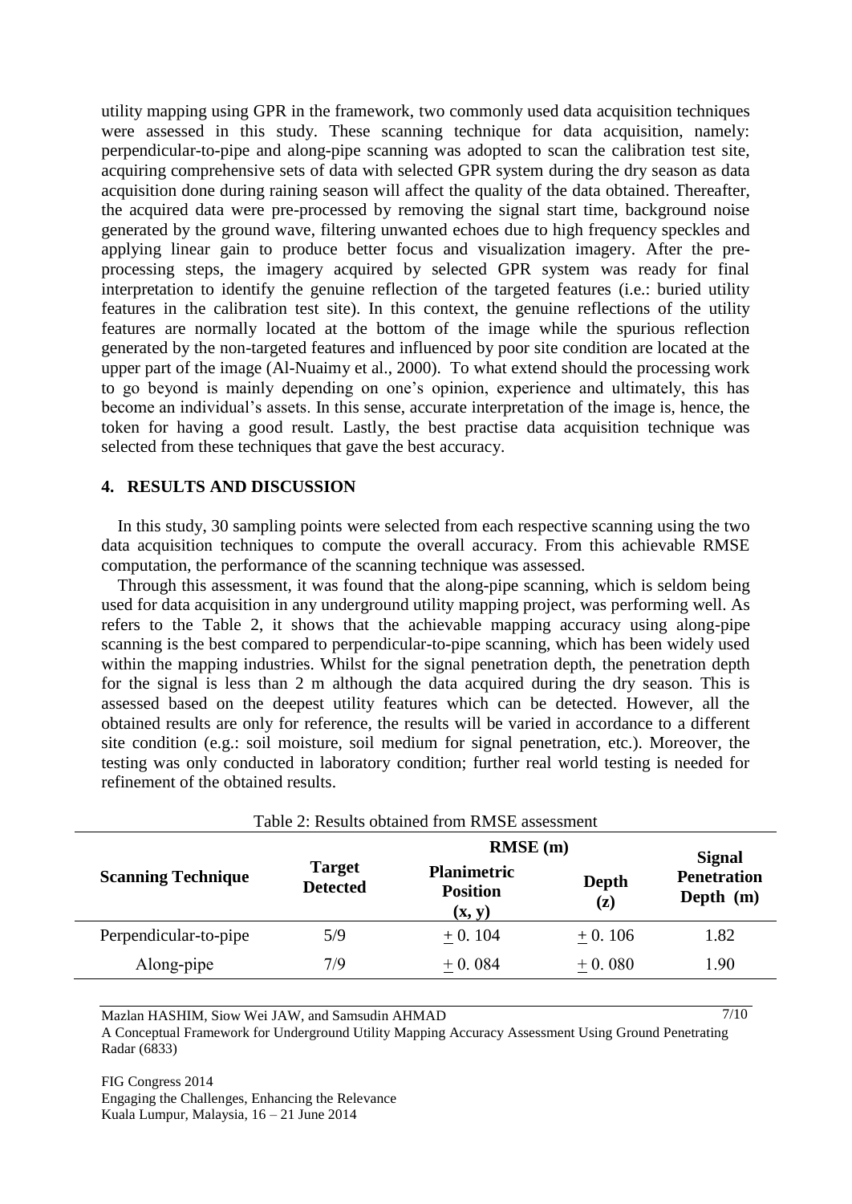utility mapping using GPR in the framework, two commonly used data acquisition techniques were assessed in this study. These scanning technique for data acquisition, namely: perpendicular-to-pipe and along-pipe scanning was adopted to scan the calibration test site, acquiring comprehensive sets of data with selected GPR system during the dry season as data acquisition done during raining season will affect the quality of the data obtained. Thereafter, the acquired data were pre-processed by removing the signal start time, background noise generated by the ground wave, filtering unwanted echoes due to high frequency speckles and applying linear gain to produce better focus and visualization imagery. After the pre-processing steps, the imagery acquired by selected GPR system was ready for final interpretation to identify the genuine reflection of the targeted features (i.e.: buried utility features in the calibration test site). In this context, the genuine reflections of the utility features are normally located at the bottom of the image while the spurious reflection generated by the non-targeted features and influenced by poor site condition are located at the upper part of the image (Al-Nuaimy et al., 2000). To what extend should the processing work to go beyond is mainly depending on one's opinion, experience and ultimately, this has become an individual's assets. In this sense, accurate interpretation of the image is, hence, the token for having a good result. Lastly, the best practise data acquisition technique was selected from these techniques that gave the best accuracy.

## 4. RESULTS AND DISCUSSION

In this study, 30 sampling points were selected from each respective scanning using the two data acquisition techniques to compute the overall accuracy. From this achievable RMSE computation, the performance of the scanning technique was assessed.

Through this assessment, it was found that the along-pipe scanning, which is seldom being used for data acquisition in any underground utility mapping project, was performing well. As refers to the Table 2, it shows that the achievable mapping accuracy using along-pipe scanning is the best compared to perpendicular-to-pipe scanning, which has been widely used within the mapping industries. Whilst for the signal penetration depth, the penetration depth for the signal is less than 2 m although the data acquired during the dry season. This is assessed based on the deepest utility features which can be detected. However, all the obtained results are only for reference, the results will be varied in accordance to a different site condition (e.g.: soil moisture, soil medium for signal penetration, etc.). Moreover, the testing was only conducted in laboratory condition; further real world testing is needed for refinement of the obtained results.

Table 2: Results obtained from RMSE assessment

| Scanning Technique | Target Detected | RMSE (m) | | Signal Penetration Depth (m) |
|---|---|---|---|---|
| | | Planimetric Position (x, y) | Depth (z) | |
| Perpendicular-to-pipe | 5/9 | $\pm$ 0. 104 | $\pm$ 0. 106 | 1.82 |
| Along-pipe | 7/9 | $\pm$ 0. 084 | $\pm$ 0. 080 | 1.90 |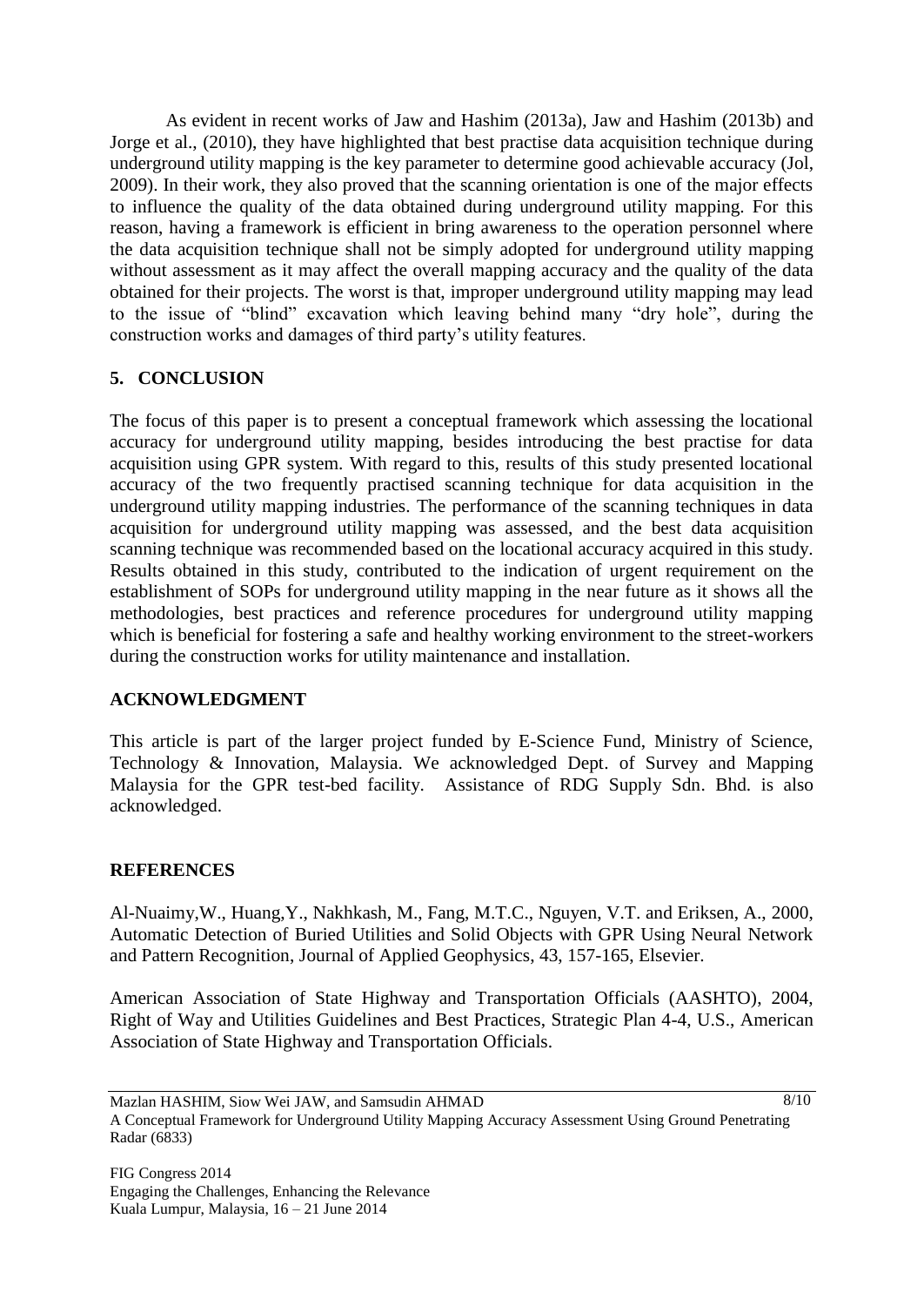As evident in recent works of Jaw and Hashim (2013a), Jaw and Hashim (2013b) and Jorge et al., (2010), they have highlighted that best practise data acquisition technique during underground utility mapping is the key parameter to determine good achievable accuracy (Jol, 2009). In their work, they also proved that the scanning orientation is one of the major effects to influence the quality of the data obtained during underground utility mapping. For this reason, having a framework is efficient in bring awareness to the operation personnel where the data acquisition technique shall not be simply adopted for underground utility mapping without assessment as it may affect the overall mapping accuracy and the quality of the data obtained for their projects. The worst is that, improper underground utility mapping may lead to the issue of "blind" excavation which leaving behind many "dry hole", during the construction works and damages of third party's utility features.

## 5. CONCLUSION

The focus of this paper is to present a conceptual framework which assessing the locational accuracy for underground utility mapping, besides introducing the best practise for data acquisition using GPR system. With regard to this, results of this study presented locational accuracy of the two frequently practised scanning technique for data acquisition in the underground utility mapping industries. The performance of the scanning techniques in data acquisition for underground utility mapping was assessed, and the best data acquisition scanning technique was recommended based on the locational accuracy acquired in this study. Results obtained in this study, contributed to the indication of urgent requirement on the establishment of SOPs for underground utility mapping in the near future as it shows all the methodologies, best practices and reference procedures for underground utility mapping which is beneficial for fostering a safe and healthy working environment to the street-workers during the construction works for utility maintenance and installation.

## ACKNOWLEDGMENT

This article is part of the larger project funded by E-Science Fund, Ministry of Science, Technology & Innovation, Malaysia. We acknowledged Dept. of Survey and Mapping Malaysia for the GPR test-bed facility. Assistance of RDG Supply Sdn. Bhd. is also acknowledged.

## REFERENCES

Al-Nuaimy,W., Huang,Y., Nakhkash, M., Fang, M.T.C., Nguyen, V.T. and Eriksen, A., 2000, Automatic Detection of Buried Utilities and Solid Objects with GPR Using Neural Network and Pattern Recognition, Journal of Applied Geophysics, 43, 157-165, Elsevier.

American Association of State Highway and Transportation Officials (AASHTO), 2004, Right of Way and Utilities Guidelines and Best Practices, Strategic Plan 4-4, U.S., American Association of State Highway and Transportation Officials.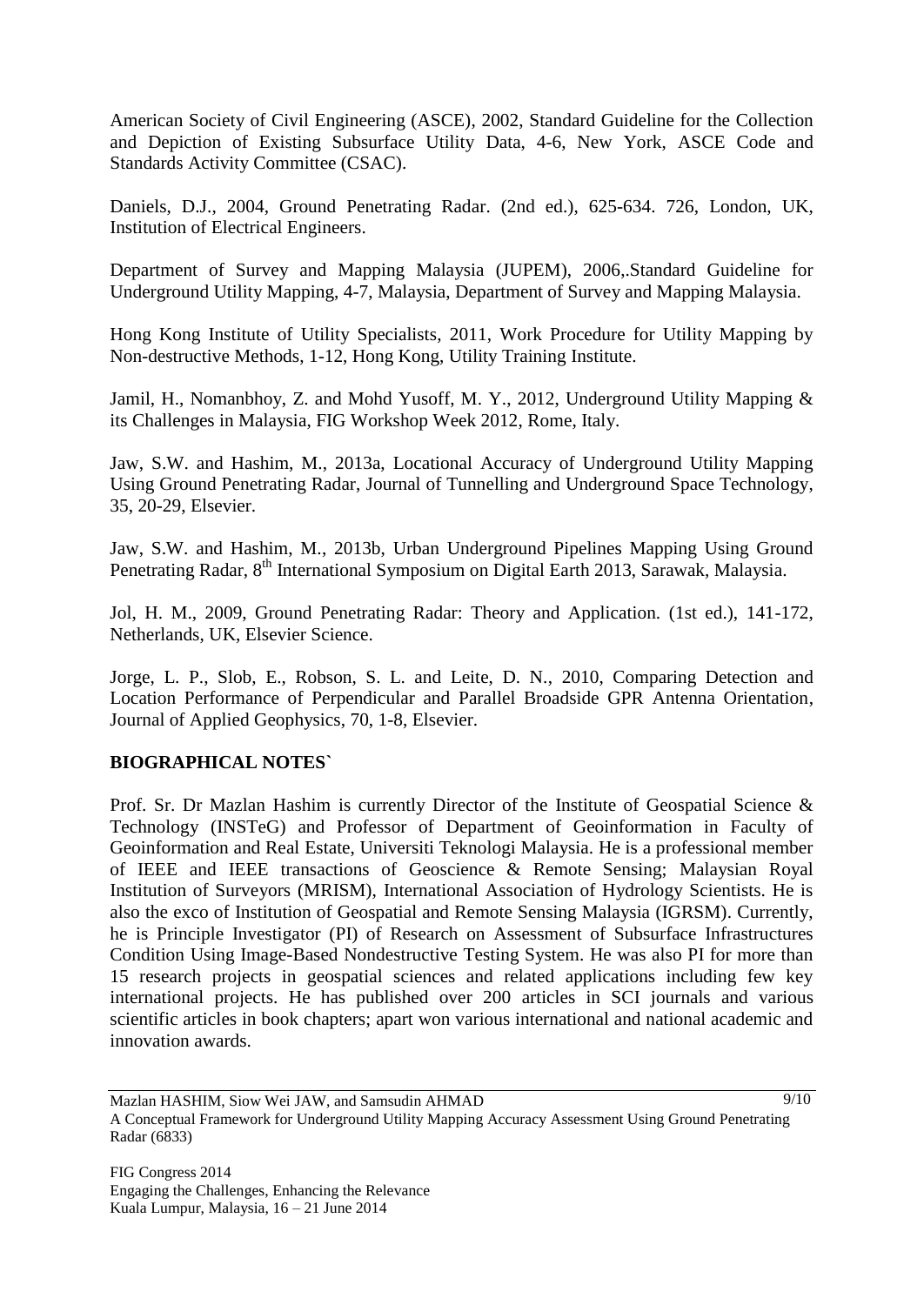American Society of Civil Engineering (ASCE), 2002, Standard Guideline for the Collection and Depiction of Existing Subsurface Utility Data, 4-6, New York, ASCE Code and Standards Activity Committee (CSAC).

Daniels, D.J., 2004, Ground Penetrating Radar. (2nd ed.), 625-634. 726, London, UK, Institution of Electrical Engineers.

Department of Survey and Mapping Malaysia (JUPEM), 2006,.Standard Guideline for Underground Utility Mapping, 4-7, Malaysia, Department of Survey and Mapping Malaysia.

Hong Kong Institute of Utility Specialists, 2011, Work Procedure for Utility Mapping by Non-destructive Methods, 1-12, Hong Kong, Utility Training Institute.

Jamil, H., Nomanbhoy, Z. and Mohd Yusoff, M. Y., 2012, Underground Utility Mapping & its Challenges in Malaysia, FIG Workshop Week 2012, Rome, Italy.

Jaw, S.W. and Hashim, M., 2013a, Locational Accuracy of Underground Utility Mapping Using Ground Penetrating Radar, Journal of Tunnelling and Underground Space Technology, 35, 20-29, Elsevier.

Jaw, S.W. and Hashim, M., 2013b, Urban Underground Pipelines Mapping Using Ground Penetrating Radar, 8th International Symposium on Digital Earth 2013, Sarawak, Malaysia.

Jol, H. M., 2009, Ground Penetrating Radar: Theory and Application. (1st ed.), 141-172, Netherlands, UK, Elsevier Science.

Jorge, L. P., Slob, E., Robson, S. L. and Leite, D. N., 2010, Comparing Detection and Location Performance of Perpendicular and Parallel Broadside GPR Antenna Orientation, Journal of Applied Geophysics, 70, 1-8, Elsevier.

## BIOGRAPHICAL NOTES`

Prof. Sr. Dr Mazlan Hashim is currently Director of the Institute of Geospatial Science & Technology (INSTeG) and Professor of Department of Geoinformation in Faculty of Geoinformation and Real Estate, Universiti Teknologi Malaysia. He is a professional member of IEEE and IEEE transactions of Geoscience & Remote Sensing; Malaysian Royal Institution of Surveyors (MRISM), International Association of Hydrology Scientists. He is also the exco of Institution of Geospatial and Remote Sensing Malaysia (IGRSM). Currently, he is Principle Investigator (PI) of Research on Assessment of Subsurface Infrastructures Condition Using Image-Based Nondestructive Testing System. He was also PI for more than 15 research projects in geospatial sciences and related applications including few key international projects. He has published over 200 articles in SCI journals and various scientific articles in book chapters; apart won various international and national academic and innovation awards.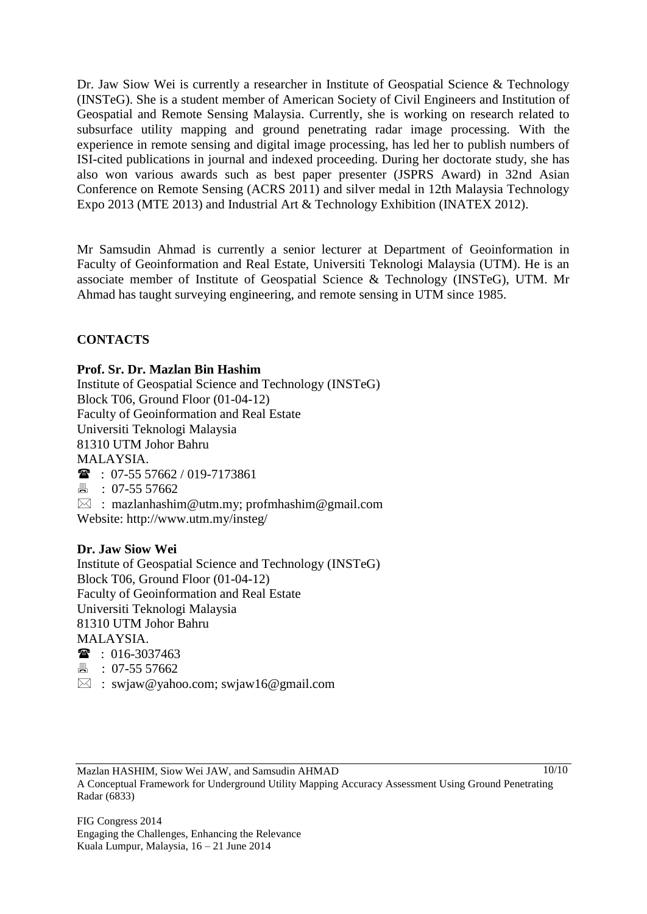Dr. Jaw Siow Wei is currently a researcher in Institute of Geospatial Science & Technology (INSTeG). She is a student member of American Society of Civil Engineers and Institution of Geospatial and Remote Sensing Malaysia. Currently, she is working on research related to subsurface utility mapping and ground penetrating radar image processing. With the experience in remote sensing and digital image processing, has led her to publish numbers of ISI-cited publications in journal and indexed proceeding. During her doctorate study, she has also won various awards such as best paper presenter (JSPRS Award) in 32nd Asian Conference on Remote Sensing (ACRS 2011) and silver medal in 12th Malaysia Technology Expo 2013 (MTE 2013) and Industrial Art & Technology Exhibition (INATEX 2012).

Mr Samsudin Ahmad is currently a senior lecturer at Department of Geoinformation in Faculty of Geoinformation and Real Estate, Universiti Teknologi Malaysia (UTM). He is an associate member of Institute of Geospatial Science & Technology (INSTeG), UTM. Mr Ahmad has taught surveying engineering, and remote sensing in UTM since 1985.

## CONTACTS

**Prof. Sr. Dr. Mazlan Bin Hashim**
Institute of Geospatial Science and Technology (INSTeG)
Block T06, Ground Floor (01-04-12)
Faculty of Geoinformation and Real Estate
Universiti Teknologi Malaysia
81310 UTM Johor Bahru
MALAYSIA.
☎ : 07-55 57662 / 019-7173861
🖷 : 07-55 57662
✉ : mazlanhashim@utm.my; profmhashim@gmail.com
Website: http://www.utm.my/insteg/

**Dr. Jaw Siow Wei**
Institute of Geospatial Science and Technology (INSTeG)
Block T06, Ground Floor (01-04-12)
Faculty of Geoinformation and Real Estate
Universiti Teknologi Malaysia
81310 UTM Johor Bahru
MALAYSIA.
☎ : 016-3037463
🖷 : 07-55 57662
✉ : swjaw@yahoo.com; swjaw16@gmail.com